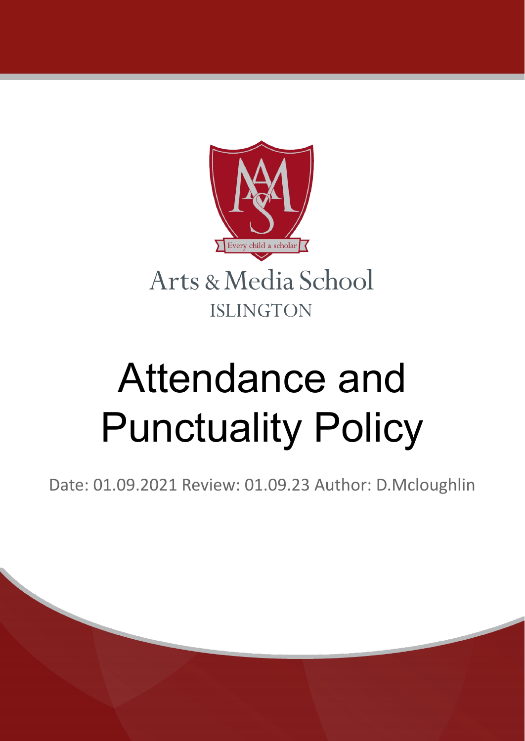Every child a scholar

Arts & Media School

ISLINGTON

# Attendance and Punctuality Policy

Date: 01.09.2021 Review: 01.09.23 Author: D.Mcloughlin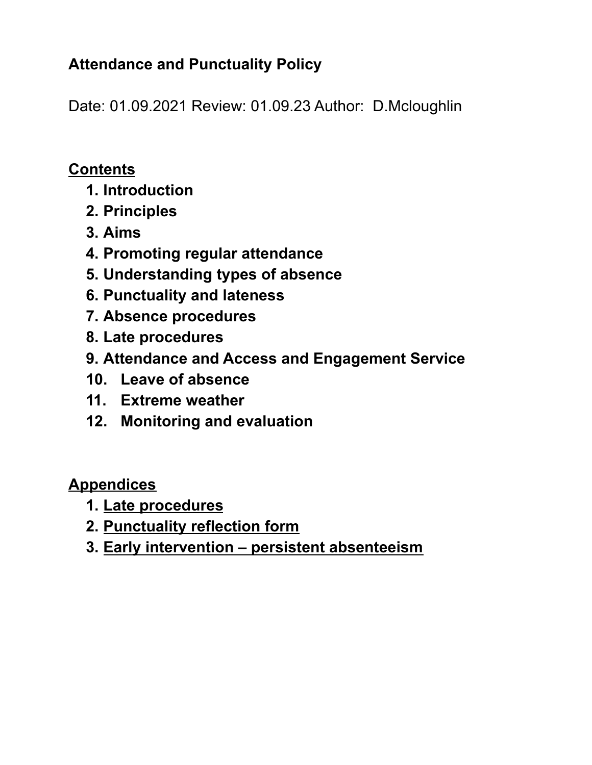**Attendance and Punctuality Policy**

Date: 01.09.2021 Review: 01.09.23 Author: D.Mcloughlin

**Contents**

1. **Introduction**
2. **Principles**
3. **Aims**
4. **Promoting regular attendance**
5. **Understanding types of absence**
6. **Punctuality and lateness**
7. **Absence procedures**
8. **Late procedures**
9. **Attendance and Access and Engagement Service**
10. **Leave of absence**
11. **Extreme weather**
12. **Monitoring and evaluation**

**Appendices**

1. **Late procedures**
2. **Punctuality reflection form**
3. **Early intervention – persistent absenteeism**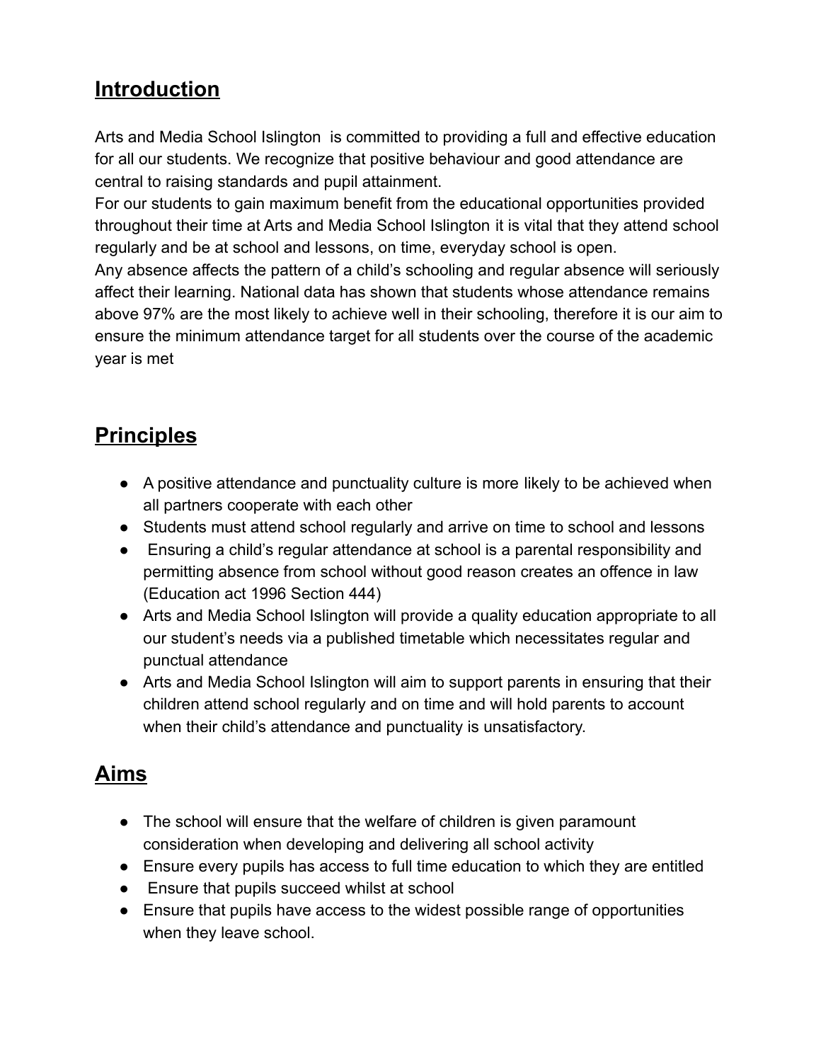## Introduction

Arts and Media School Islington  is committed to providing a full and effective education for all our students. We recognize that positive behaviour and good attendance are central to raising standards and pupil attainment.
For our students to gain maximum benefit from the educational opportunities provided throughout their time at Arts and Media School Islington it is vital that they attend school regularly and be at school and lessons, on time, everyday school is open.
Any absence affects the pattern of a child's schooling and regular absence will seriously affect their learning. National data has shown that students whose attendance remains above 97% are the most likely to achieve well in their schooling, therefore it is our aim to ensure the minimum attendance target for all students over the course of the academic year is met

## Principles

- A positive attendance and punctuality culture is more likely to be achieved when all partners cooperate with each other
- Students must attend school regularly and arrive on time to school and lessons
- Ensuring a child's regular attendance at school is a parental responsibility and permitting absence from school without good reason creates an offence in law (Education act 1996 Section 444)
- Arts and Media School Islington will provide a quality education appropriate to all our student's needs via a published timetable which necessitates regular and punctual attendance
- Arts and Media School Islington will aim to support parents in ensuring that their children attend school regularly and on time and will hold parents to account when their child's attendance and punctuality is unsatisfactory.

## Aims

- The school will ensure that the welfare of children is given paramount consideration when developing and delivering all school activity
- Ensure every pupils has access to full time education to which they are entitled
- Ensure that pupils succeed whilst at school
- Ensure that pupils have access to the widest possible range of opportunities when they leave school.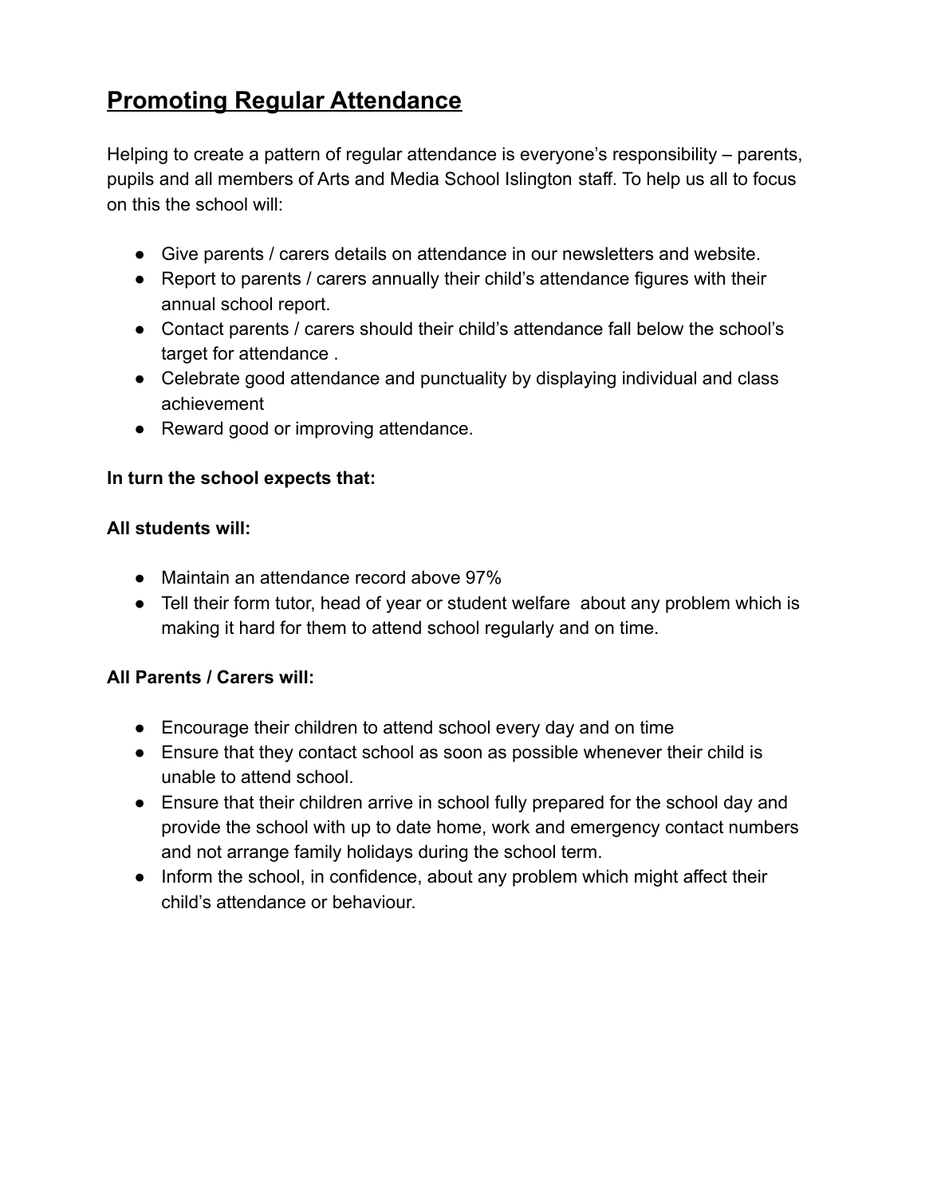## Promoting Regular Attendance

Helping to create a pattern of regular attendance is everyone's responsibility – parents, pupils and all members of Arts and Media School Islington staff. To help us all to focus on this the school will:

- Give parents / carers details on attendance in our newsletters and website.
- Report to parents / carers annually their child's attendance figures with their annual school report.
- Contact parents / carers should their child's attendance fall below the school's target for attendance .
- Celebrate good attendance and punctuality by displaying individual and class achievement
- Reward good or improving attendance.

**In turn the school expects that:**

**All students will:**

- Maintain an attendance record above 97%
- Tell their form tutor, head of year or student welfare about any problem which is making it hard for them to attend school regularly and on time.

**All Parents / Carers will:**

- Encourage their children to attend school every day and on time
- Ensure that they contact school as soon as possible whenever their child is unable to attend school.
- Ensure that their children arrive in school fully prepared for the school day and provide the school with up to date home, work and emergency contact numbers and not arrange family holidays during the school term.
- Inform the school, in confidence, about any problem which might affect their child's attendance or behaviour.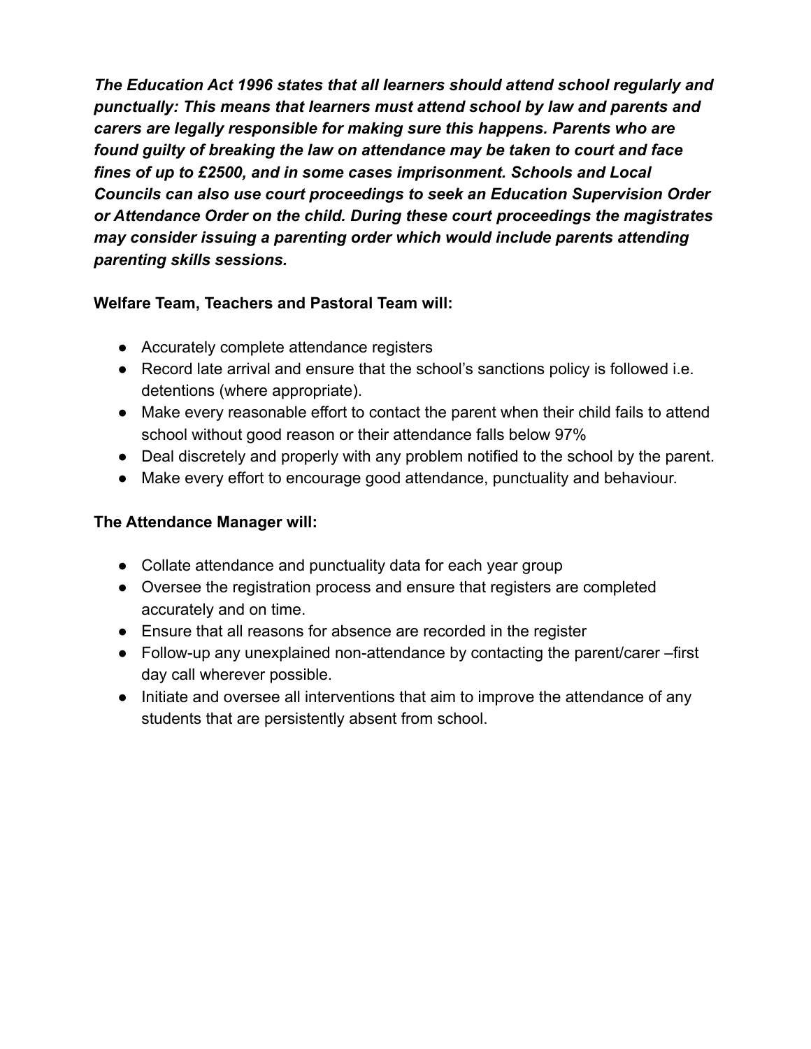***The Education Act 1996 states that all learners should attend school regularly and punctually: This means that learners must attend school by law and parents and carers are legally responsible for making sure this happens. Parents who are found guilty of breaking the law on attendance may be taken to court and face fines of up to £2500, and in some cases imprisonment. Schools and Local Councils can also use court proceedings to seek an Education Supervision Order or Attendance Order on the child. During these court proceedings the magistrates may consider issuing a parenting order which would include parents attending parenting skills sessions.***

**Welfare Team, Teachers and Pastoral Team will:**

- Accurately complete attendance registers
- Record late arrival and ensure that the school's sanctions policy is followed i.e. detentions (where appropriate).
- Make every reasonable effort to contact the parent when their child fails to attend school without good reason or their attendance falls below 97%
- Deal discretely and properly with any problem notified to the school by the parent.
- Make every effort to encourage good attendance, punctuality and behaviour.

**The Attendance Manager will:**

- Collate attendance and punctuality data for each year group
- Oversee the registration process and ensure that registers are completed accurately and on time.
- Ensure that all reasons for absence are recorded in the register
- Follow-up any unexplained non-attendance by contacting the parent/carer –first day call wherever possible.
- Initiate and oversee all interventions that aim to improve the attendance of any students that are persistently absent from school.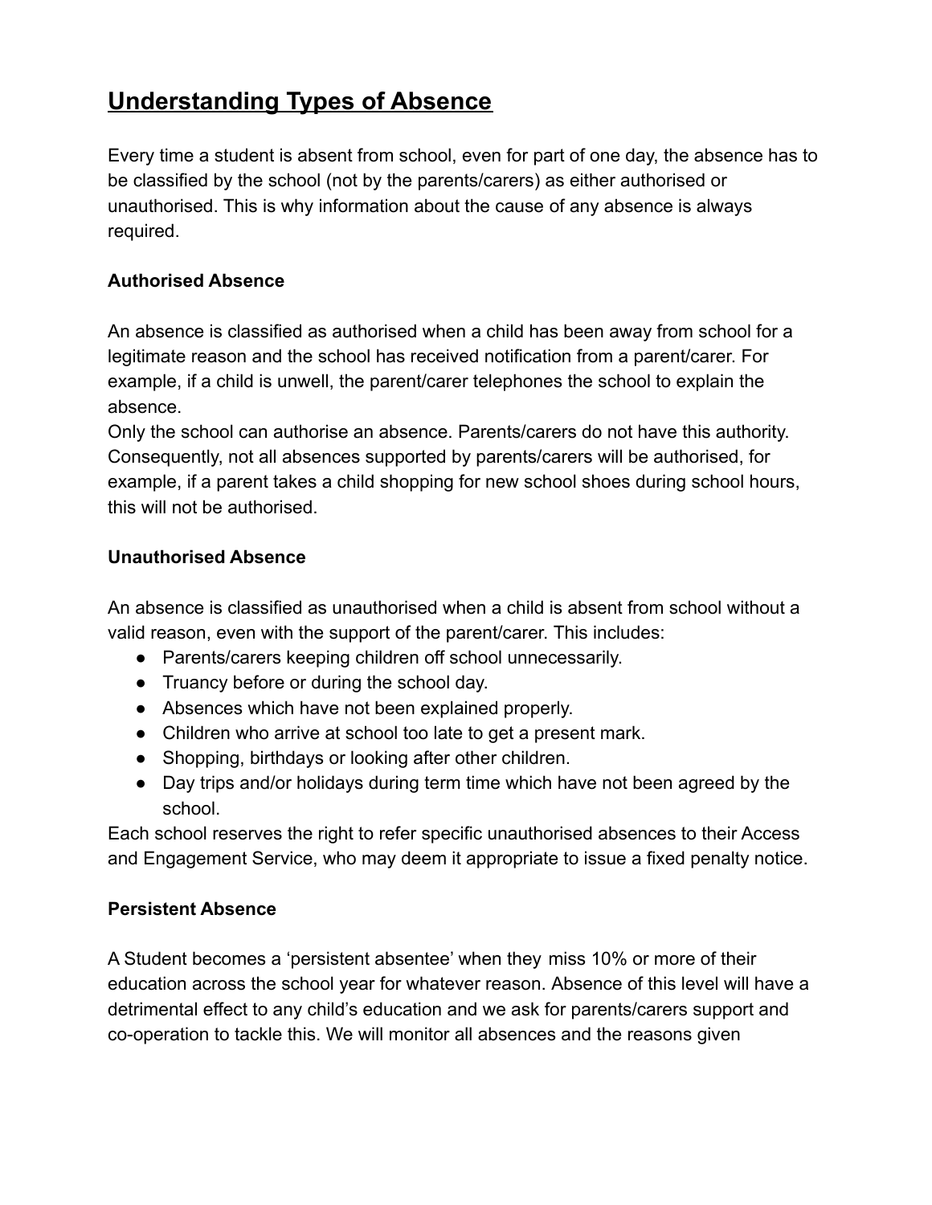# Understanding Types of Absence

Every time a student is absent from school, even for part of one day, the absence has to be classified by the school (not by the parents/carers) as either authorised or unauthorised. This is why information about the cause of any absence is always required.

**Authorised Absence**

An absence is classified as authorised when a child has been away from school for a legitimate reason and the school has received notification from a parent/carer. For example, if a child is unwell, the parent/carer telephones the school to explain the absence.
Only the school can authorise an absence. Parents/carers do not have this authority. Consequently, not all absences supported by parents/carers will be authorised, for example, if a parent takes a child shopping for new school shoes during school hours, this will not be authorised.

**Unauthorised Absence**

An absence is classified as unauthorised when a child is absent from school without a valid reason, even with the support of the parent/carer. This includes:

- Parents/carers keeping children off school unnecessarily.
- Truancy before or during the school day.
- Absences which have not been explained properly.
- Children who arrive at school too late to get a present mark.
- Shopping, birthdays or looking after other children.
- Day trips and/or holidays during term time which have not been agreed by the school.

Each school reserves the right to refer specific unauthorised absences to their Access and Engagement Service, who may deem it appropriate to issue a fixed penalty notice.

**Persistent Absence**

A Student becomes a 'persistent absentee' when they miss 10% or more of their education across the school year for whatever reason. Absence of this level will have a detrimental effect to any child's education and we ask for parents/carers support and co-operation to tackle this. We will monitor all absences and the reasons given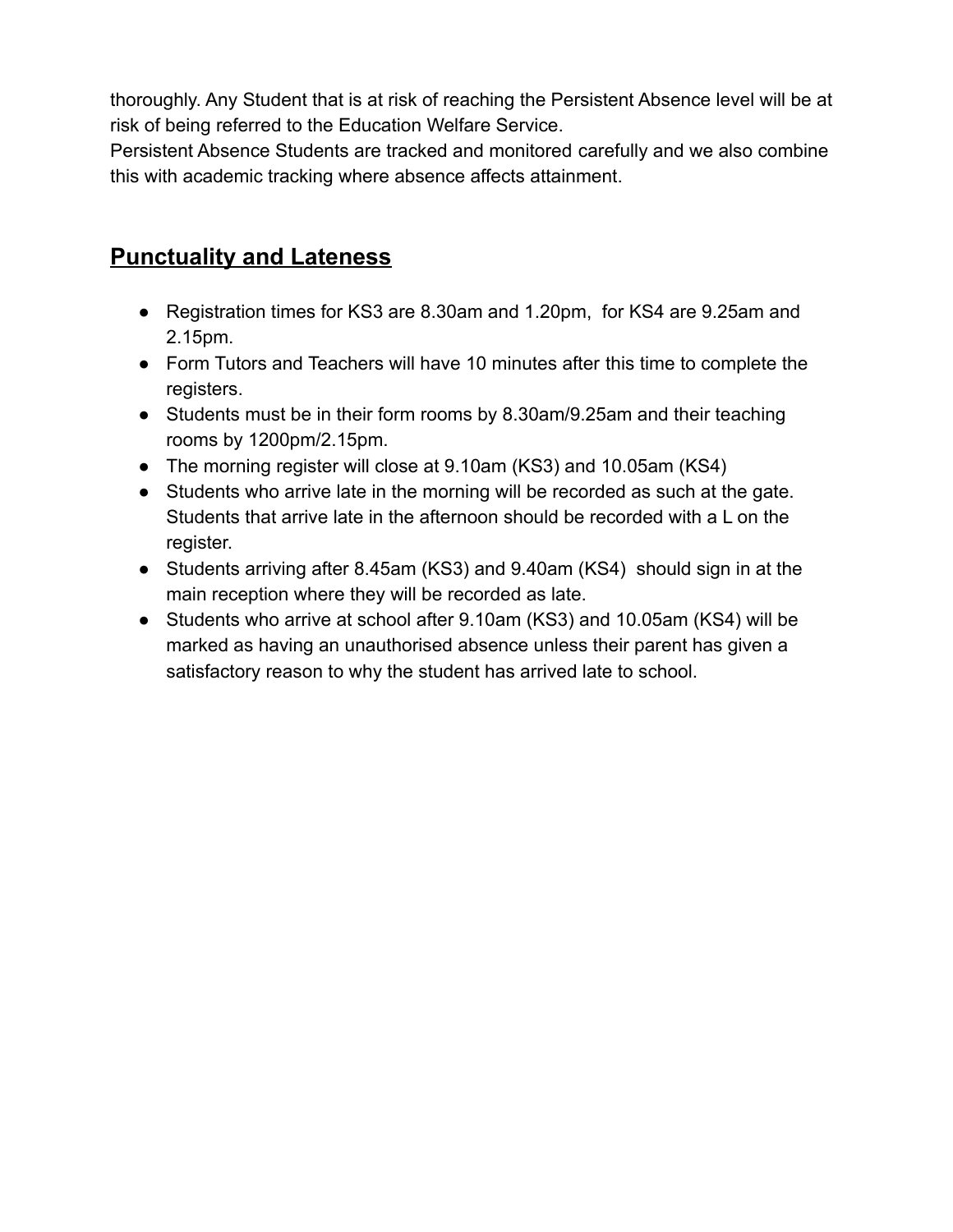thoroughly. Any Student that is at risk of reaching the Persistent Absence level will be at risk of being referred to the Education Welfare Service.
Persistent Absence Students are tracked and monitored carefully and we also combine this with academic tracking where absence affects attainment.

## **Punctuality and Lateness**

- Registration times for KS3 are 8.30am and 1.20pm,  for KS4 are 9.25am and 2.15pm.
- Form Tutors and Teachers will have 10 minutes after this time to complete the registers.
- Students must be in their form rooms by 8.30am/9.25am and their teaching rooms by 1200pm/2.15pm.
- The morning register will close at 9.10am (KS3) and 10.05am (KS4)
- Students who arrive late in the morning will be recorded as such at the gate. Students that arrive late in the afternoon should be recorded with a L on the register.
- Students arriving after 8.45am (KS3) and 9.40am (KS4)  should sign in at the main reception where they will be recorded as late.
- Students who arrive at school after 9.10am (KS3) and 10.05am (KS4) will be marked as having an unauthorised absence unless their parent has given a satisfactory reason to why the student has arrived late to school.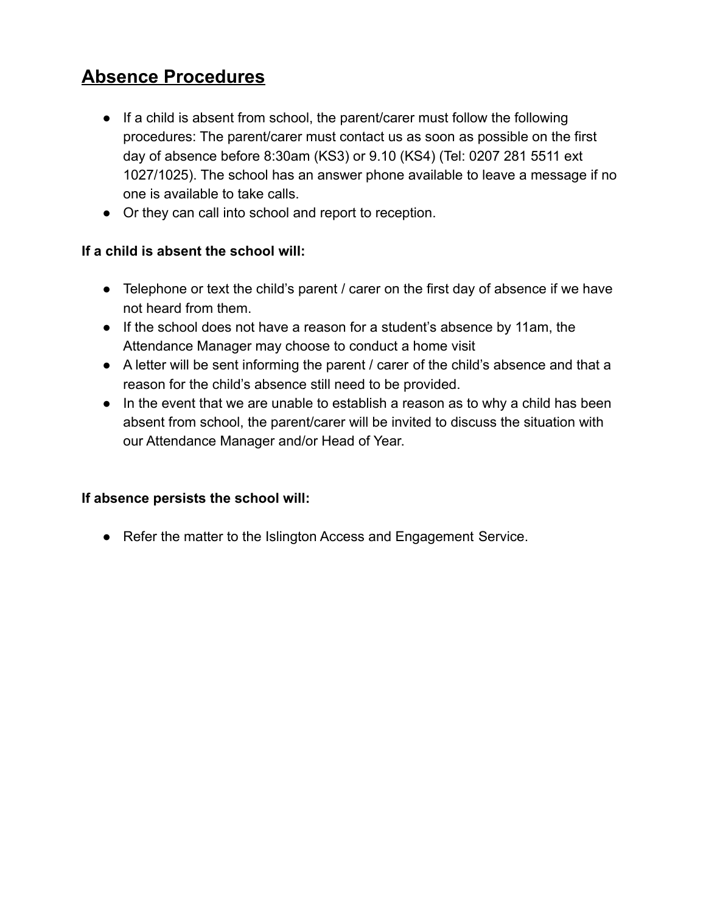# Absence Procedures

- If a child is absent from school, the parent/carer must follow the following procedures: The parent/carer must contact us as soon as possible on the first day of absence before 8:30am (KS3) or 9.10 (KS4) (Tel: 0207 281 5511 ext 1027/1025). The school has an answer phone available to leave a message if no one is available to take calls.
- Or they can call into school and report to reception.

**If a child is absent the school will:**

- Telephone or text the child's parent / carer on the first day of absence if we have not heard from them.
- If the school does not have a reason for a student's absence by 11am, the Attendance Manager may choose to conduct a home visit
- A letter will be sent informing the parent / carer of the child's absence and that a reason for the child's absence still need to be provided.
- In the event that we are unable to establish a reason as to why a child has been absent from school, the parent/carer will be invited to discuss the situation with our Attendance Manager and/or Head of Year.

**If absence persists the school will:**

- Refer the matter to the Islington Access and Engagement Service.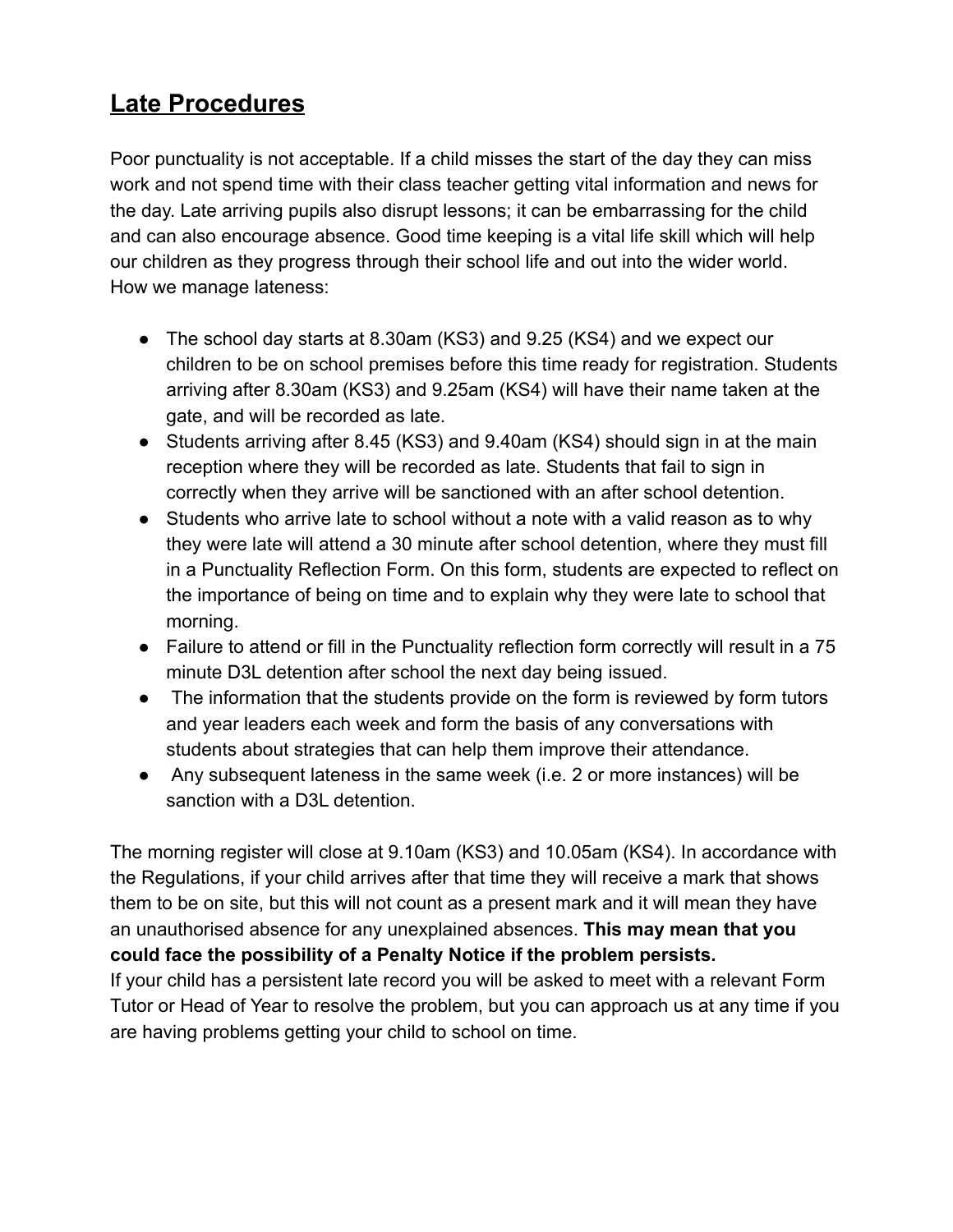## Late Procedures

Poor punctuality is not acceptable. If a child misses the start of the day they can miss work and not spend time with their class teacher getting vital information and news for the day. Late arriving pupils also disrupt lessons; it can be embarrassing for the child and can also encourage absence. Good time keeping is a vital life skill which will help our children as they progress through their school life and out into the wider world. How we manage lateness:

- The school day starts at 8.30am (KS3) and 9.25 (KS4) and we expect our children to be on school premises before this time ready for registration. Students arriving after 8.30am (KS3) and 9.25am (KS4) will have their name taken at the gate, and will be recorded as late.
- Students arriving after 8.45 (KS3) and 9.40am (KS4) should sign in at the main reception where they will be recorded as late. Students that fail to sign in correctly when they arrive will be sanctioned with an after school detention.
- Students who arrive late to school without a note with a valid reason as to why they were late will attend a 30 minute after school detention, where they must fill in a Punctuality Reflection Form. On this form, students are expected to reflect on the importance of being on time and to explain why they were late to school that morning.
- Failure to attend or fill in the Punctuality reflection form correctly will result in a 75 minute D3L detention after school the next day being issued.
- The information that the students provide on the form is reviewed by form tutors and year leaders each week and form the basis of any conversations with students about strategies that can help them improve their attendance.
- Any subsequent lateness in the same week (i.e. 2 or more instances) will be sanction with a D3L detention.

The morning register will close at 9.10am (KS3) and 10.05am (KS4). In accordance with the Regulations, if your child arrives after that time they will receive a mark that shows them to be on site, but this will not count as a present mark and it will mean they have an unauthorised absence for any unexplained absences. **This may mean that you could face the possibility of a Penalty Notice if the problem persists.**

If your child has a persistent late record you will be asked to meet with a relevant Form Tutor or Head of Year to resolve the problem, but you can approach us at any time if you are having problems getting your child to school on time.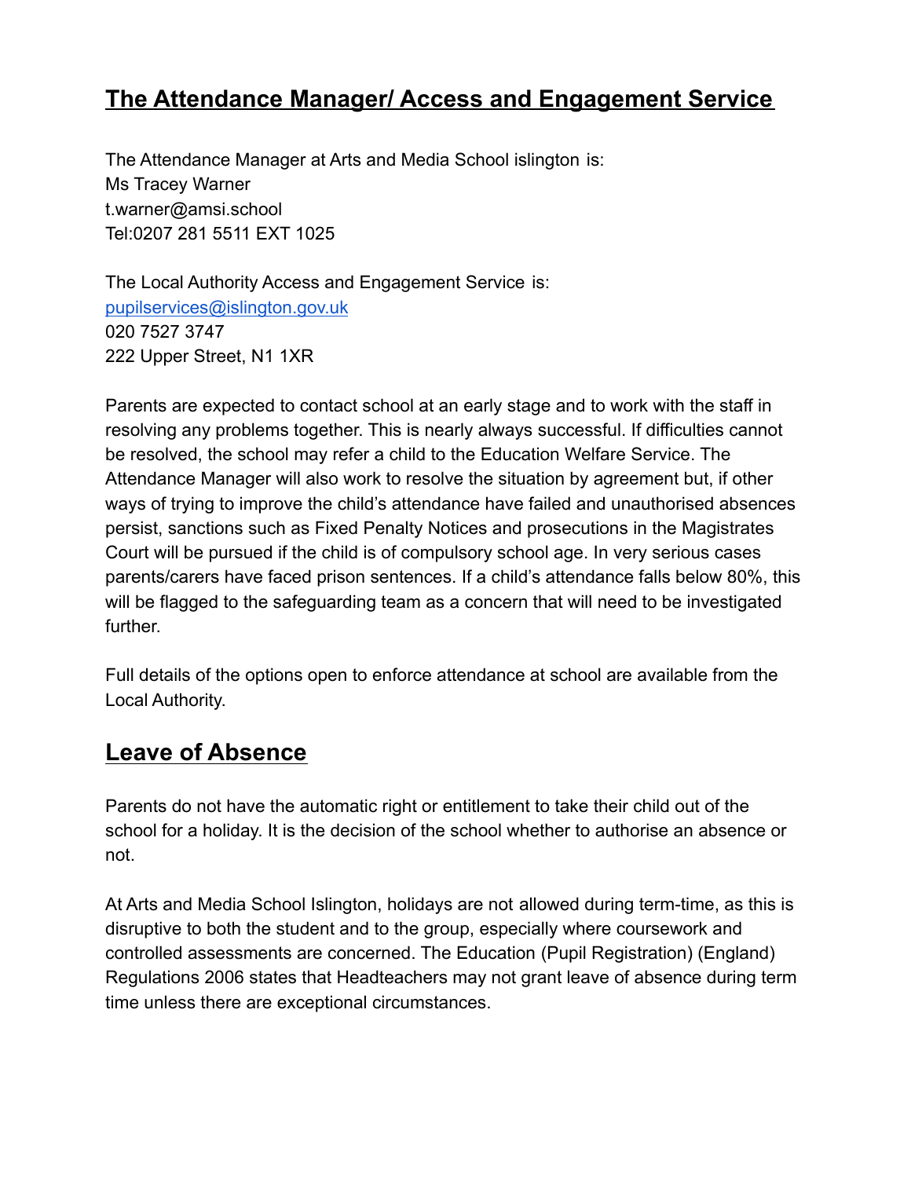## The Attendance Manager/ Access and Engagement Service

The Attendance Manager at Arts and Media School islington is:
Ms Tracey Warner
t.warner@amsi.school
Tel:0207 281 5511 EXT 1025

The Local Authority Access and Engagement Service is:
pupilservices@islington.gov.uk
020 7527 3747
222 Upper Street, N1 1XR

Parents are expected to contact school at an early stage and to work with the staff in resolving any problems together. This is nearly always successful. If difficulties cannot be resolved, the school may refer a child to the Education Welfare Service. The Attendance Manager will also work to resolve the situation by agreement but, if other ways of trying to improve the child's attendance have failed and unauthorised absences persist, sanctions such as Fixed Penalty Notices and prosecutions in the Magistrates Court will be pursued if the child is of compulsory school age. In very serious cases parents/carers have faced prison sentences. If a child's attendance falls below 80%, this will be flagged to the safeguarding team as a concern that will need to be investigated further.

Full details of the options open to enforce attendance at school are available from the Local Authority.

## Leave of Absence

Parents do not have the automatic right or entitlement to take their child out of the school for a holiday. It is the decision of the school whether to authorise an absence or not.

At Arts and Media School Islington, holidays are not allowed during term-time, as this is disruptive to both the student and to the group, especially where coursework and controlled assessments are concerned. The Education (Pupil Registration) (England) Regulations 2006 states that Headteachers may not grant leave of absence during term time unless there are exceptional circumstances.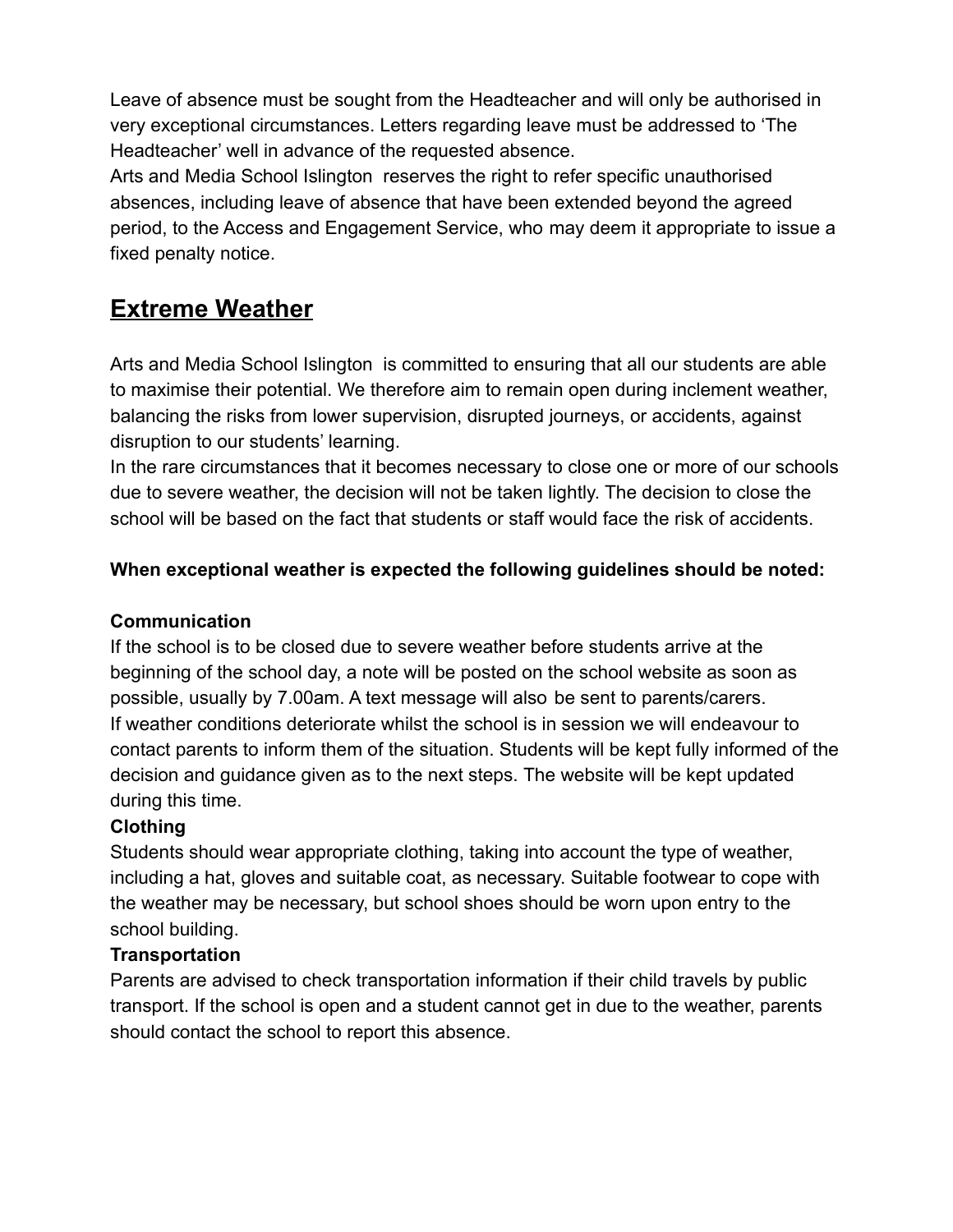Leave of absence must be sought from the Headteacher and will only be authorised in very exceptional circumstances. Letters regarding leave must be addressed to 'The Headteacher' well in advance of the requested absence.
Arts and Media School Islington reserves the right to refer specific unauthorised absences, including leave of absence that have been extended beyond the agreed period, to the Access and Engagement Service, who may deem it appropriate to issue a fixed penalty notice.

## Extreme Weather

Arts and Media School Islington is committed to ensuring that all our students are able to maximise their potential. We therefore aim to remain open during inclement weather, balancing the risks from lower supervision, disrupted journeys, or accidents, against disruption to our students' learning.
In the rare circumstances that it becomes necessary to close one or more of our schools due to severe weather, the decision will not be taken lightly. The decision to close the school will be based on the fact that students or staff would face the risk of accidents.

**When exceptional weather is expected the following guidelines should be noted:**

**Communication**
If the school is to be closed due to severe weather before students arrive at the beginning of the school day, a note will be posted on the school website as soon as possible, usually by 7.00am. A text message will also be sent to parents/carers.
If weather conditions deteriorate whilst the school is in session we will endeavour to contact parents to inform them of the situation. Students will be kept fully informed of the decision and guidance given as to the next steps. The website will be kept updated during this time.
**Clothing**
Students should wear appropriate clothing, taking into account the type of weather, including a hat, gloves and suitable coat, as necessary. Suitable footwear to cope with the weather may be necessary, but school shoes should be worn upon entry to the school building.
**Transportation**
Parents are advised to check transportation information if their child travels by public transport. If the school is open and a student cannot get in due to the weather, parents should contact the school to report this absence.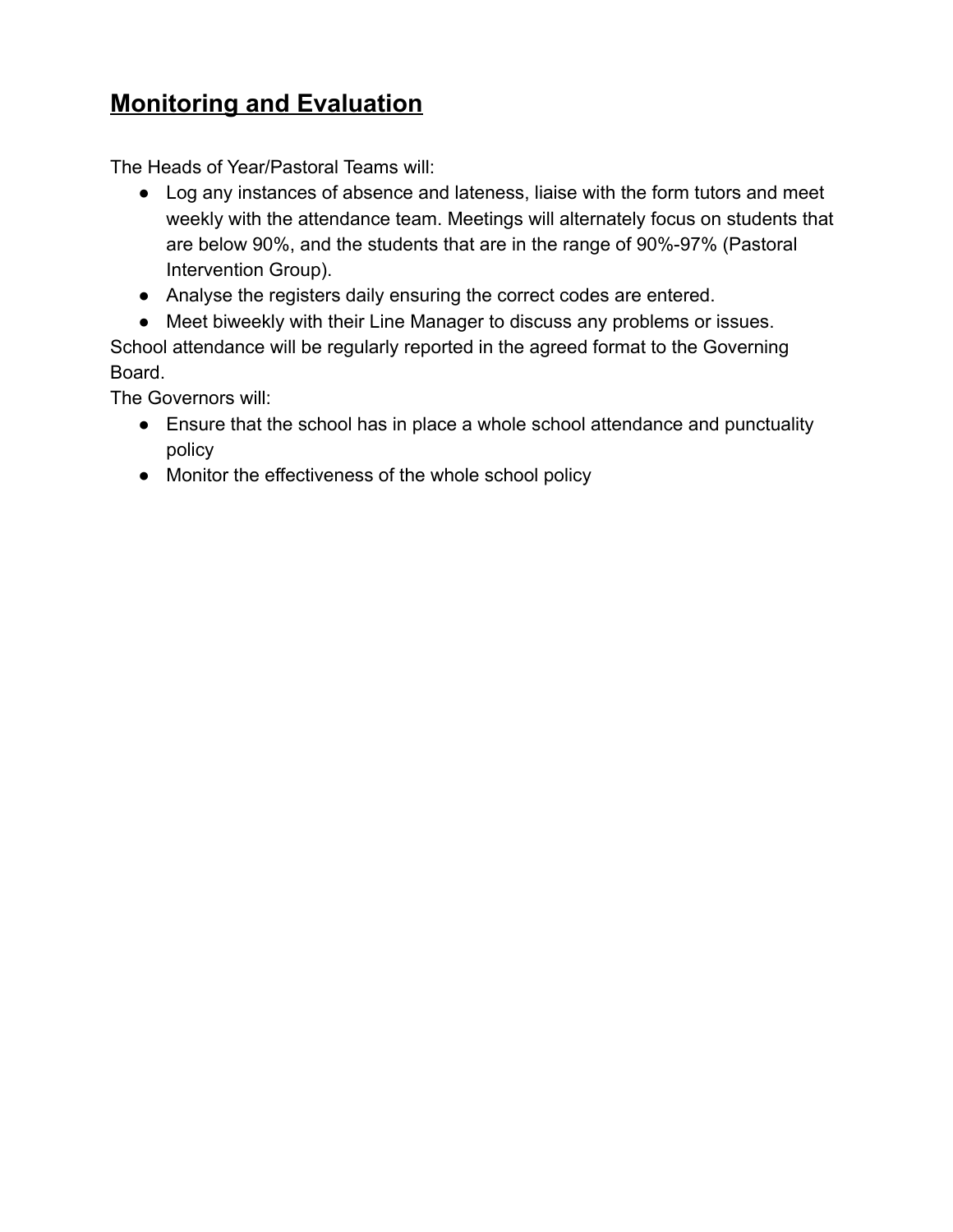## Monitoring and Evaluation

The Heads of Year/Pastoral Teams will:

- Log any instances of absence and lateness, liaise with the form tutors and meet weekly with the attendance team. Meetings will alternately focus on students that are below 90%, and the students that are in the range of 90%-97% (Pastoral Intervention Group).
- Analyse the registers daily ensuring the correct codes are entered.
- Meet biweekly with their Line Manager to discuss any problems or issues.

School attendance will be regularly reported in the agreed format to the Governing Board.

The Governors will:

- Ensure that the school has in place a whole school attendance and punctuality policy
- Monitor the effectiveness of the whole school policy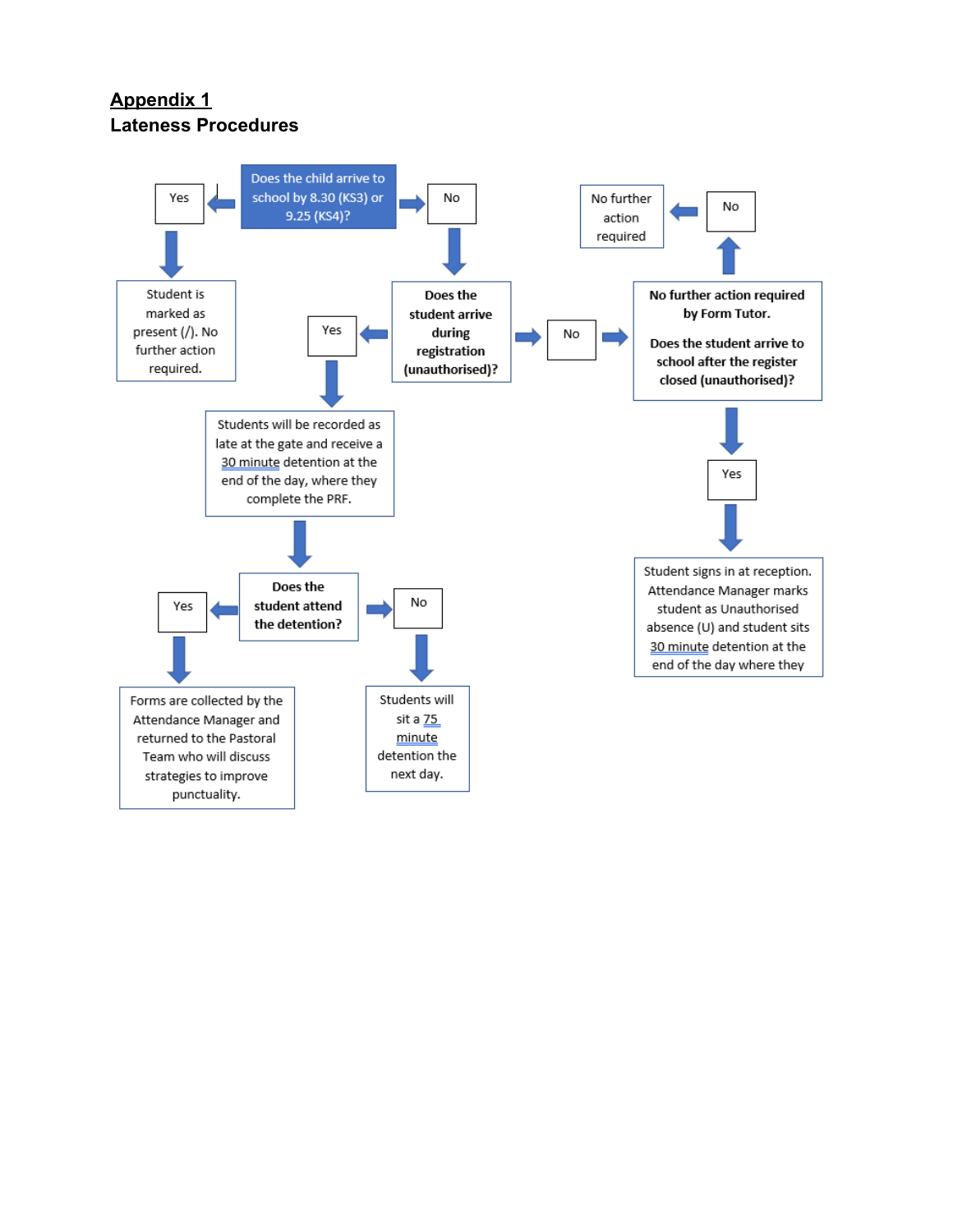## Appendix 1

### Lateness Procedures

**Does the child arrive to school by 8.30 (KS3) or 9.25 (KS4)?**

- **Yes** → Student is marked as present (/). No further action required.
- **No** → **Does the student arrive during registration (unauthorised)?**
  - **Yes** → Students will be recorded as late at the gate and receive a 30 minute detention at the end of the day, where they complete the PRF.
    - **Does the student attend the detention?**
      - **Yes** → Forms are collected by the Attendance Manager and returned to the Pastoral Team who will discuss strategies to improve punctuality.
      - **No** → Students will sit a 75 minute detention the next day.
  - **No** → **No further action required by Form Tutor.**

    **Does the student arrive to school after the register closed (unauthorised)?**
    - **No** → No further action required
    - **Yes** → Student signs in at reception. Attendance Manager marks student as Unauthorised absence (U) and student sits 30 minute detention at the end of the day where they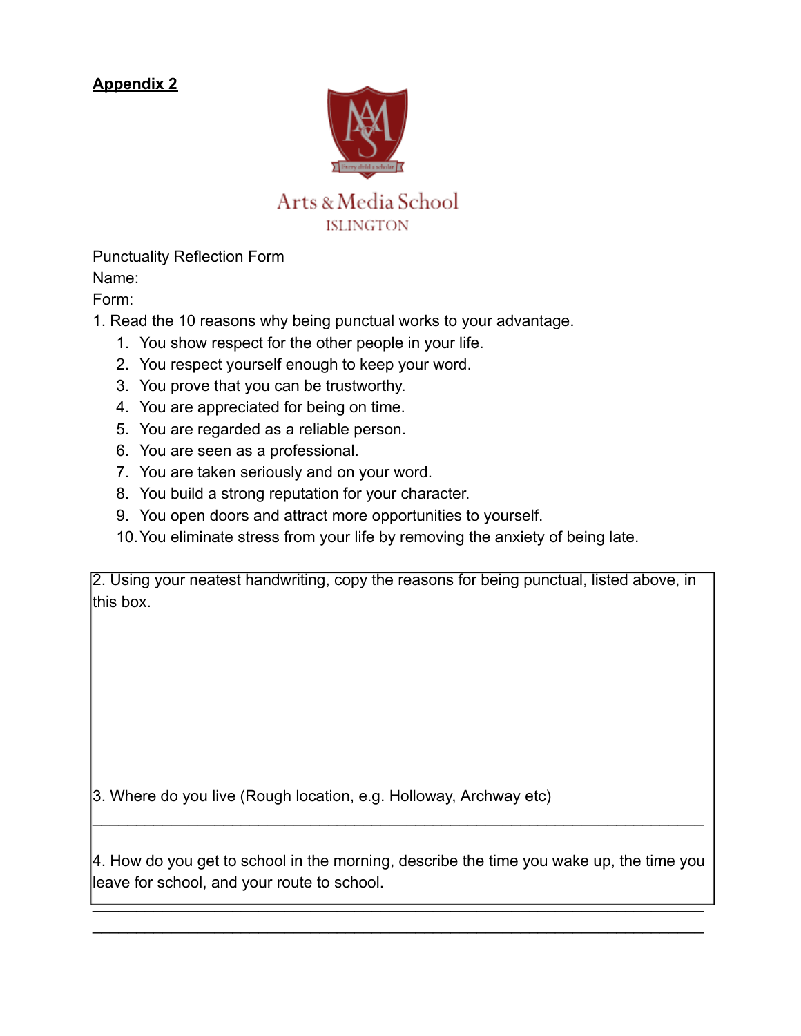**Appendix 2**

Arts & Media School
ISLINGTON

Punctuality Reflection Form
Name:
Form:

1. Read the 10 reasons why being punctual works to your advantage.
    1. You show respect for the other people in your life.
    2. You respect yourself enough to keep your word.
    3. You prove that you can be trustworthy.
    4. You are appreciated for being on time.
    5. You are regarded as a reliable person.
    6. You are seen as a professional.
    7. You are taken seriously and on your word.
    8. You build a strong reputation for your character.
    9. You open doors and attract more opportunities to yourself.
    10. You eliminate stress from your life by removing the anxiety of being late.

2. Using your neatest handwriting, copy the reasons for being punctual, listed above, in this box.

3. Where do you live (Rough location, e.g. Holloway, Archway etc)

___________________________________________________________________________

4. How do you get to school in the morning, describe the time you wake up, the time you leave for school, and your route to school.

___________________________________________________________________________
___________________________________________________________________________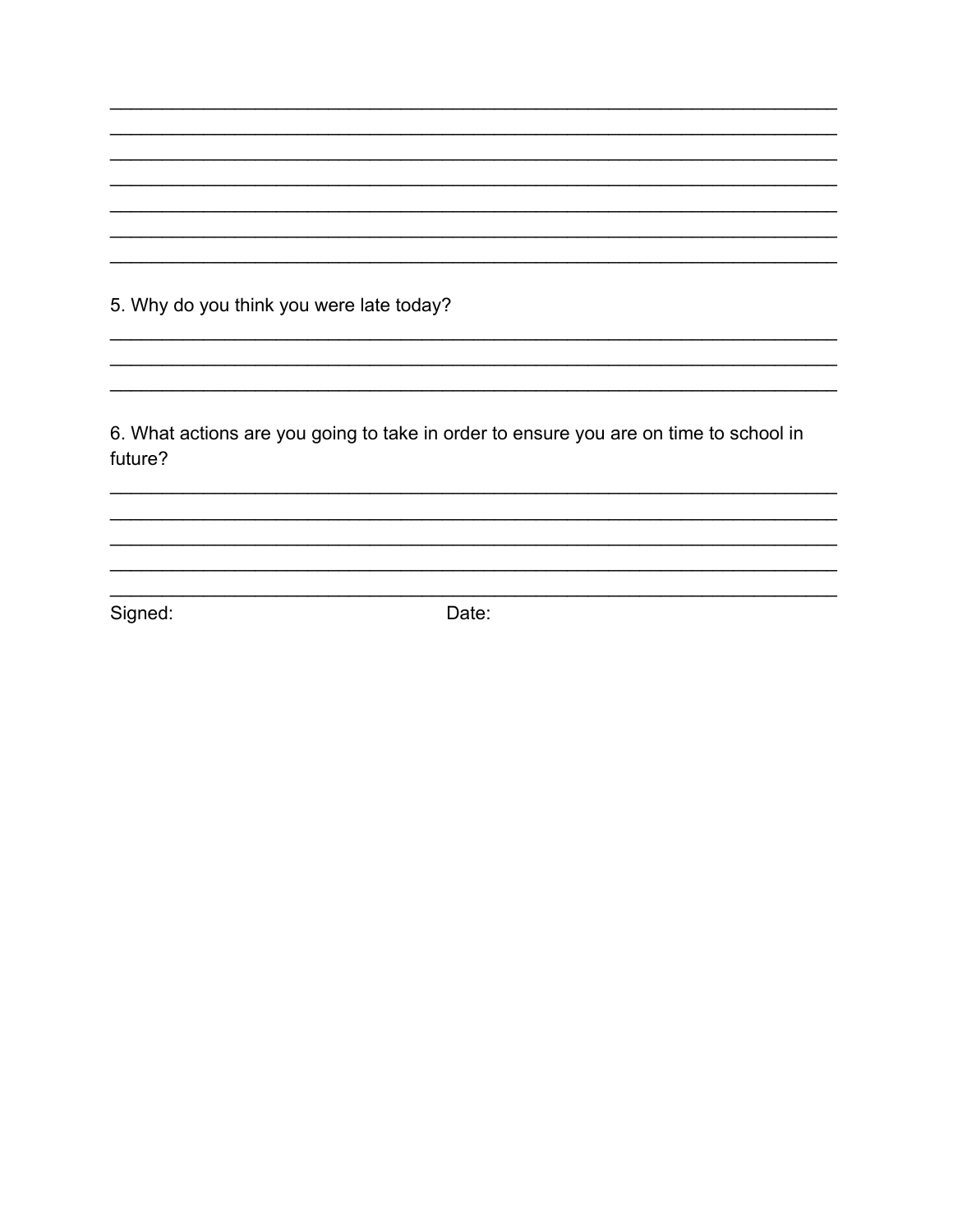_______________________________________________________________________
_______________________________________________________________________
_______________________________________________________________________
_______________________________________________________________________
_______________________________________________________________________
_______________________________________________________________________
_______________________________________________________________________

5. Why do you think you were late today?

_______________________________________________________________________
_______________________________________________________________________
_______________________________________________________________________

6. What actions are you going to take in order to ensure you are on time to school in future?

_______________________________________________________________________
_______________________________________________________________________
_______________________________________________________________________
_______________________________________________________________________
_______________________________________________________________________

Signed: Date: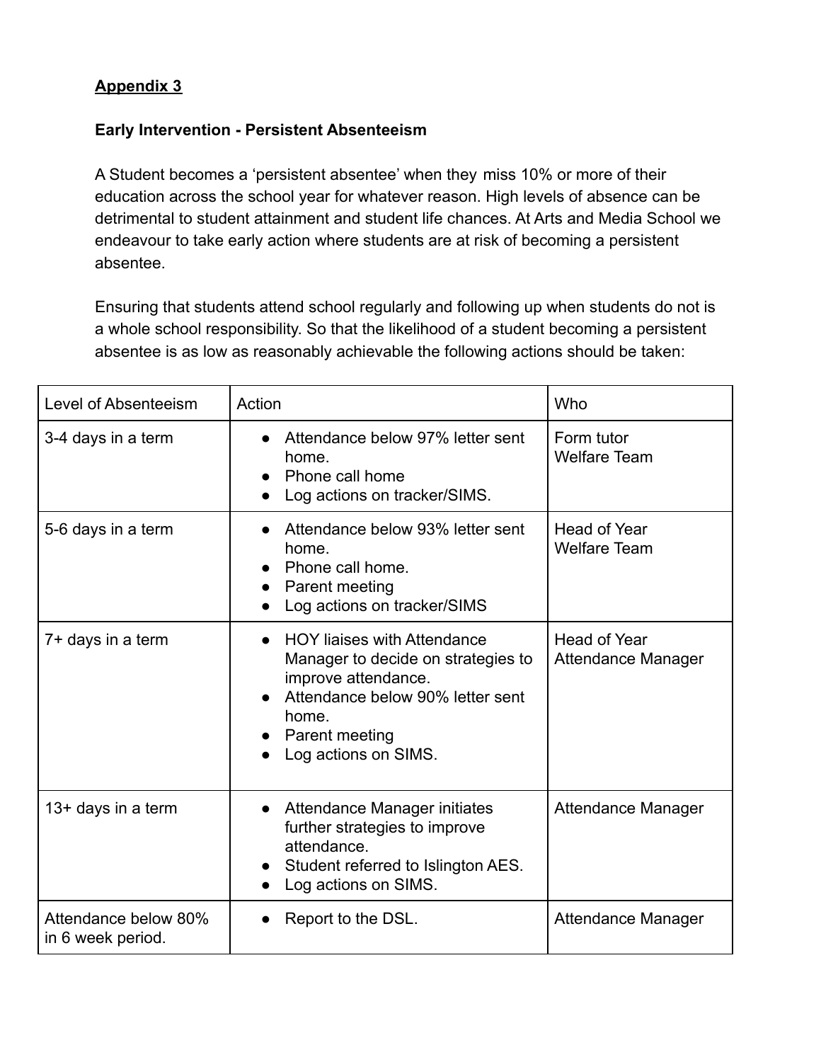**Appendix 3**

**Early Intervention - Persistent Absenteeism**

A Student becomes a 'persistent absentee' when they miss 10% or more of their education across the school year for whatever reason. High levels of absence can be detrimental to student attainment and student life chances. At Arts and Media School we endeavour to take early action where students are at risk of becoming a persistent absentee.

Ensuring that students attend school regularly and following up when students do not is a whole school responsibility. So that the likelihood of a student becoming a persistent absentee is as low as reasonably achievable the following actions should be taken:

| Level of Absenteeism | Action | Who |
|---|---|---|
| 3-4 days in a term | • Attendance below 97% letter sent home.<br>• Phone call home<br>• Log actions on tracker/SIMS. | Form tutor<br>Welfare Team |
| 5-6 days in a term | • Attendance below 93% letter sent home.<br>• Phone call home.<br>• Parent meeting<br>• Log actions on tracker/SIMS | Head of Year<br>Welfare Team |
| 7+ days in a term | • HOY liaises with Attendance Manager to decide on strategies to improve attendance.<br>• Attendance below 90% letter sent home.<br>• Parent meeting<br>• Log actions on SIMS. | Head of Year<br>Attendance Manager |
| 13+ days in a term | • Attendance Manager initiates further strategies to improve attendance.<br>• Student referred to Islington AES.<br>• Log actions on SIMS. | Attendance Manager |
| Attendance below 80% in 6 week period. | • Report to the DSL. | Attendance Manager |